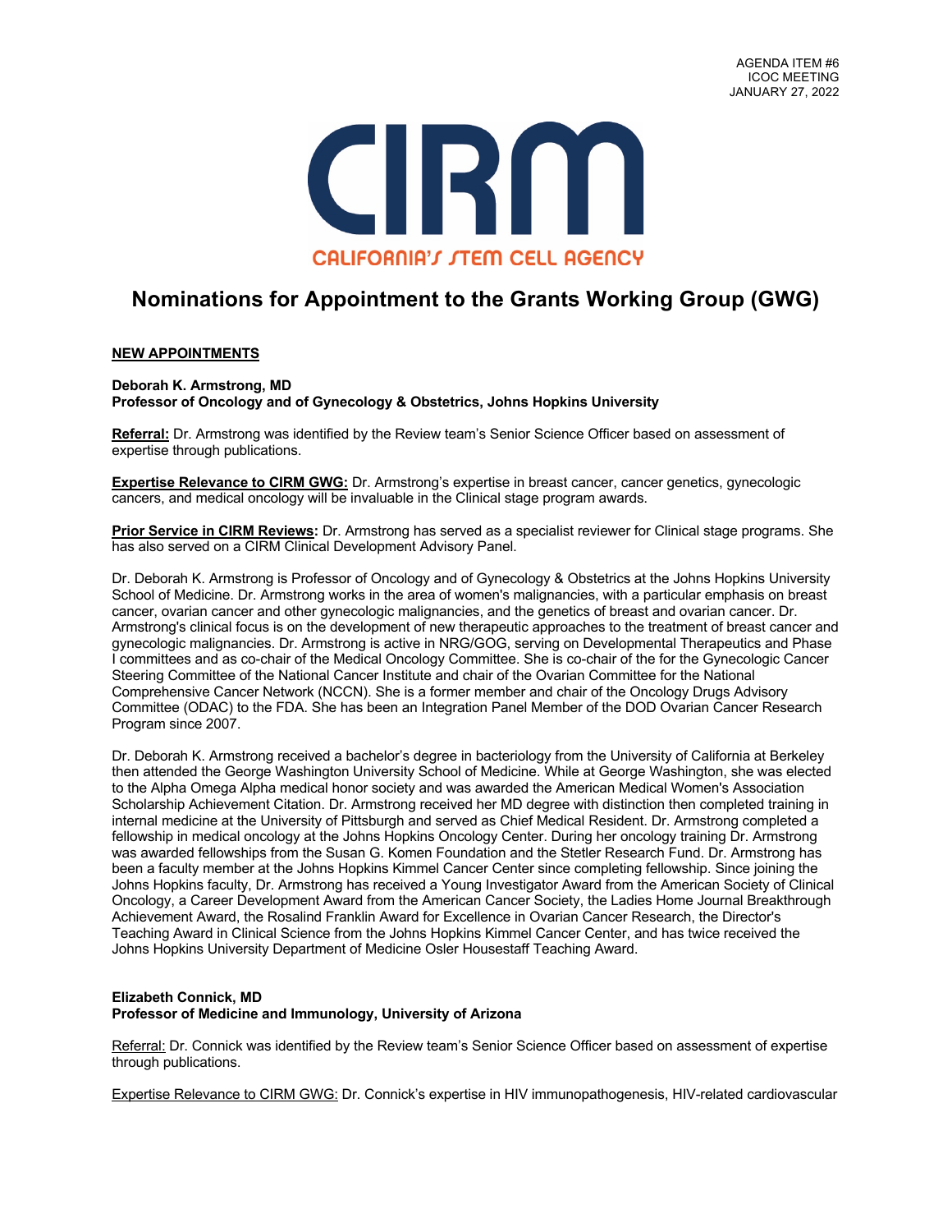AGENDA ITEM #6
ICOC MEETING
JANUARY 27, 2022

CIRM
CALIFORNIA'S STEM CELL AGENCY

# Nominations for Appointment to the Grants Working Group (GWG)

**NEW APPOINTMENTS**

**Deborah K. Armstrong, MD**
**Professor of Oncology and of Gynecology & Obstetrics, Johns Hopkins University**

**Referral:** Dr. Armstrong was identified by the Review team's Senior Science Officer based on assessment of expertise through publications.

**Expertise Relevance to CIRM GWG:** Dr. Armstrong's expertise in breast cancer, cancer genetics, gynecologic cancers, and medical oncology will be invaluable in the Clinical stage program awards.

**Prior Service in CIRM Reviews:** Dr. Armstrong has served as a specialist reviewer for Clinical stage programs. She has also served on a CIRM Clinical Development Advisory Panel.

Dr. Deborah K. Armstrong is Professor of Oncology and of Gynecology & Obstetrics at the Johns Hopkins University School of Medicine. Dr. Armstrong works in the area of women's malignancies, with a particular emphasis on breast cancer, ovarian cancer and other gynecologic malignancies, and the genetics of breast and ovarian cancer. Dr. Armstrong's clinical focus is on the development of new therapeutic approaches to the treatment of breast cancer and gynecologic malignancies. Dr. Armstrong is active in NRG/GOG, serving on Developmental Therapeutics and Phase I committees and as co-chair of the Medical Oncology Committee. She is co-chair of the for the Gynecologic Cancer Steering Committee of the National Cancer Institute and chair of the Ovarian Committee for the National Comprehensive Cancer Network (NCCN). She is a former member and chair of the Oncology Drugs Advisory Committee (ODAC) to the FDA. She has been an Integration Panel Member of the DOD Ovarian Cancer Research Program since 2007.

Dr. Deborah K. Armstrong received a bachelor's degree in bacteriology from the University of California at Berkeley then attended the George Washington University School of Medicine. While at George Washington, she was elected to the Alpha Omega Alpha medical honor society and was awarded the American Medical Women's Association Scholarship Achievement Citation. Dr. Armstrong received her MD degree with distinction then completed training in internal medicine at the University of Pittsburgh and served as Chief Medical Resident. Dr. Armstrong completed a fellowship in medical oncology at the Johns Hopkins Oncology Center. During her oncology training Dr. Armstrong was awarded fellowships from the Susan G. Komen Foundation and the Stetler Research Fund. Dr. Armstrong has been a faculty member at the Johns Hopkins Kimmel Cancer Center since completing fellowship. Since joining the Johns Hopkins faculty, Dr. Armstrong has received a Young Investigator Award from the American Society of Clinical Oncology, a Career Development Award from the American Cancer Society, the Ladies Home Journal Breakthrough Achievement Award, the Rosalind Franklin Award for Excellence in Ovarian Cancer Research, the Director's Teaching Award in Clinical Science from the Johns Hopkins Kimmel Cancer Center, and has twice received the Johns Hopkins University Department of Medicine Osler Housestaff Teaching Award.

**Elizabeth Connick, MD**
**Professor of Medicine and Immunology, University of Arizona**

Referral: Dr. Connick was identified by the Review team's Senior Science Officer based on assessment of expertise through publications.

Expertise Relevance to CIRM GWG: Dr. Connick's expertise in HIV immunopathogenesis, HIV-related cardiovascular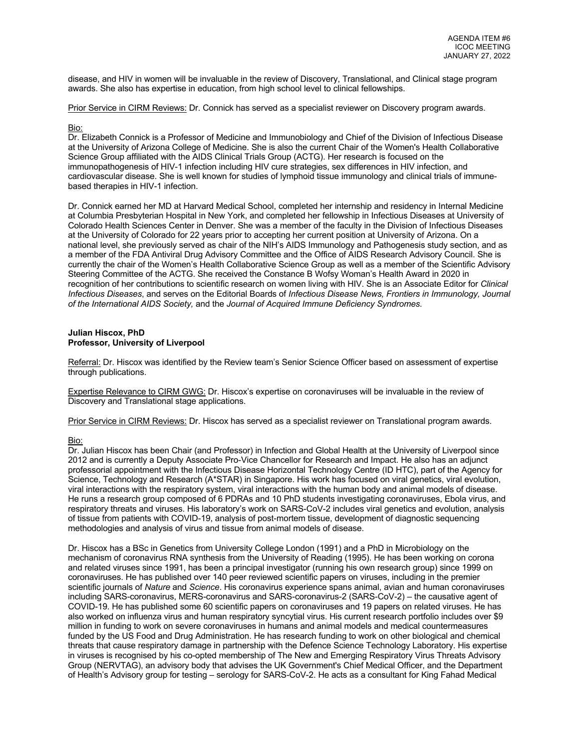disease, and HIV in women will be invaluable in the review of Discovery, Translational, and Clinical stage program awards. She also has expertise in education, from high school level to clinical fellowships.

Prior Service in CIRM Reviews: Dr. Connick has served as a specialist reviewer on Discovery program awards.

Bio:
Dr. Elizabeth Connick is a Professor of Medicine and Immunobiology and Chief of the Division of Infectious Disease at the University of Arizona College of Medicine. She is also the current Chair of the Women's Health Collaborative Science Group affiliated with the AIDS Clinical Trials Group (ACTG). Her research is focused on the immunopathogenesis of HIV-1 infection including HIV cure strategies, sex differences in HIV infection, and cardiovascular disease. She is well known for studies of lymphoid tissue immunology and clinical trials of immune-based therapies in HIV-1 infection.

Dr. Connick earned her MD at Harvard Medical School, completed her internship and residency in Internal Medicine at Columbia Presbyterian Hospital in New York, and completed her fellowship in Infectious Diseases at University of Colorado Health Sciences Center in Denver. She was a member of the faculty in the Division of Infectious Diseases at the University of Colorado for 22 years prior to accepting her current position at University of Arizona. On a national level, she previously served as chair of the NIH's AIDS Immunology and Pathogenesis study section, and as a member of the FDA Antiviral Drug Advisory Committee and the Office of AIDS Research Advisory Council. She is currently the chair of the Women's Health Collaborative Science Group as well as a member of the Scientific Advisory Steering Committee of the ACTG. She received the Constance B Wofsy Woman's Health Award in 2020 in recognition of her contributions to scientific research on women living with HIV. She is an Associate Editor for *Clinical Infectious Diseases*, and serves on the Editorial Boards of *Infectious Disease News, Frontiers in Immunology, Journal of the International AIDS Society,* and the *Journal of Acquired Immune Deficiency Syndromes.*

**Julian Hiscox, PhD**
**Professor, University of Liverpool**

Referral: Dr. Hiscox was identified by the Review team's Senior Science Officer based on assessment of expertise through publications.

Expertise Relevance to CIRM GWG: Dr. Hiscox's expertise on coronaviruses will be invaluable in the review of Discovery and Translational stage applications.

Prior Service in CIRM Reviews: Dr. Hiscox has served as a specialist reviewer on Translational program awards.

Bio:
Dr. Julian Hiscox has been Chair (and Professor) in Infection and Global Health at the University of Liverpool since 2012 and is currently a Deputy Associate Pro-Vice Chancellor for Research and Impact. He also has an adjunct professorial appointment with the Infectious Disease Horizontal Technology Centre (ID HTC), part of the Agency for Science, Technology and Research (A*STAR) in Singapore. His work has focused on viral genetics, viral evolution, viral interactions with the respiratory system, viral interactions with the human body and animal models of disease. He runs a research group composed of 6 PDRAs and 10 PhD students investigating coronaviruses, Ebola virus, and respiratory threats and viruses. His laboratory's work on SARS-CoV-2 includes viral genetics and evolution, analysis of tissue from patients with COVID-19, analysis of post-mortem tissue, development of diagnostic sequencing methodologies and analysis of virus and tissue from animal models of disease.

Dr. Hiscox has a BSc in Genetics from University College London (1991) and a PhD in Microbiology on the mechanism of coronavirus RNA synthesis from the University of Reading (1995). He has been working on corona and related viruses since 1991, has been a principal investigator (running his own research group) since 1999 on coronaviruses. He has published over 140 peer reviewed scientific papers on viruses, including in the premier scientific journals of *Nature* and *Science*. His coronavirus experience spans animal, avian and human coronaviruses including SARS-coronavirus, MERS-coronavirus and SARS-coronavirus-2 (SARS-CoV-2) – the causative agent of COVID-19. He has published some 60 scientific papers on coronaviruses and 19 papers on related viruses. He has also worked on influenza virus and human respiratory syncytial virus. His current research portfolio includes over $9 million in funding to work on severe coronaviruses in humans and animal models and medical countermeasures funded by the US Food and Drug Administration. He has research funding to work on other biological and chemical threats that cause respiratory damage in partnership with the Defence Science Technology Laboratory. His expertise in viruses is recognised by his co-opted membership of The New and Emerging Respiratory Virus Threats Advisory Group (NERVTAG), an advisory body that advises the UK Government's Chief Medical Officer, and the Department of Health's Advisory group for testing – serology for SARS-CoV-2. He acts as a consultant for King Fahad Medical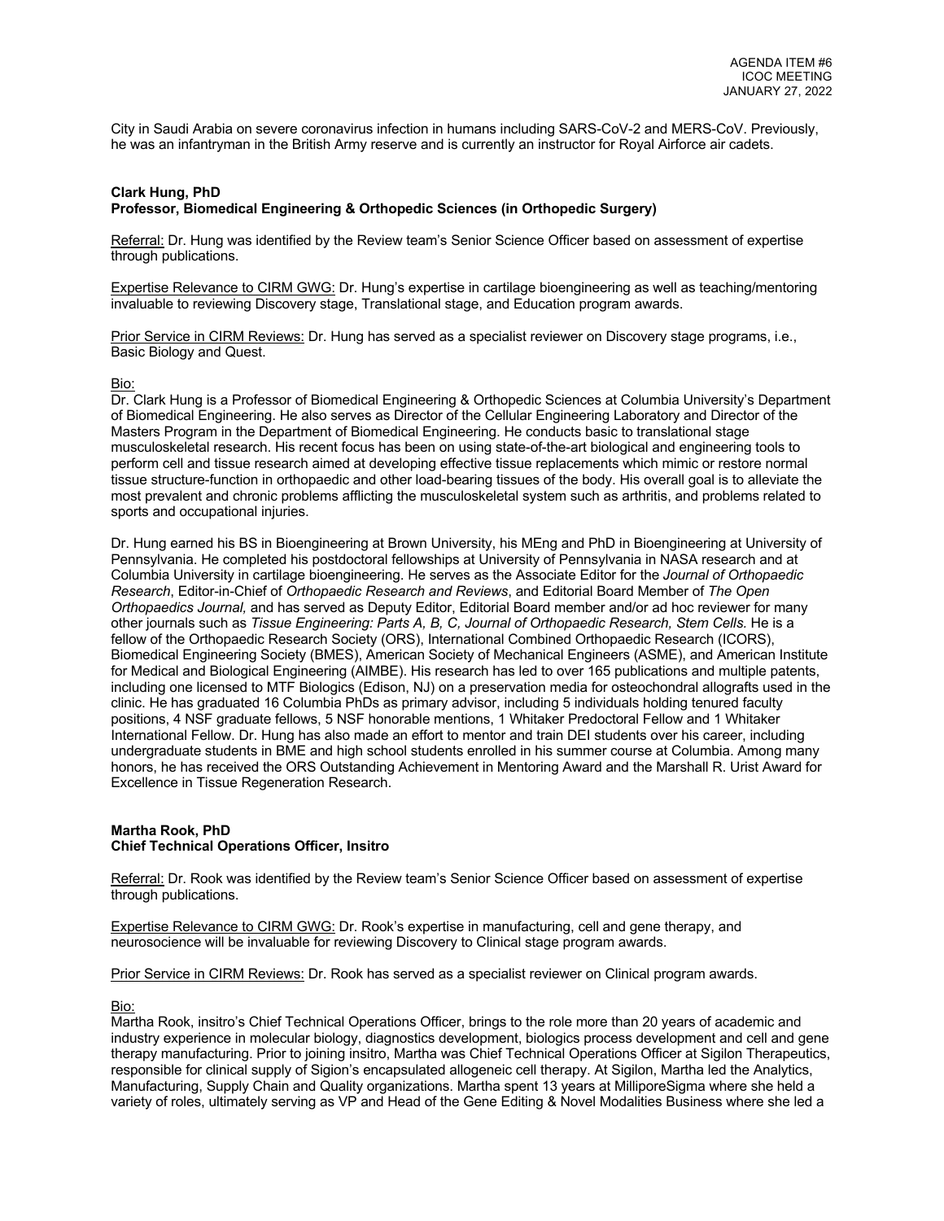City in Saudi Arabia on severe coronavirus infection in humans including SARS-CoV-2 and MERS-CoV. Previously, he was an infantryman in the British Army reserve and is currently an instructor for Royal Airforce air cadets.

**Clark Hung, PhD**
**Professor, Biomedical Engineering & Orthopedic Sciences (in Orthopedic Surgery)**

Referral: Dr. Hung was identified by the Review team's Senior Science Officer based on assessment of expertise through publications.

Expertise Relevance to CIRM GWG: Dr. Hung's expertise in cartilage bioengineering as well as teaching/mentoring invaluable to reviewing Discovery stage, Translational stage, and Education program awards.

Prior Service in CIRM Reviews: Dr. Hung has served as a specialist reviewer on Discovery stage programs, i.e., Basic Biology and Quest.

Bio:
Dr. Clark Hung is a Professor of Biomedical Engineering & Orthopedic Sciences at Columbia University's Department of Biomedical Engineering. He also serves as Director of the Cellular Engineering Laboratory and Director of the Masters Program in the Department of Biomedical Engineering. He conducts basic to translational stage musculoskeletal research. His recent focus has been on using state-of-the-art biological and engineering tools to perform cell and tissue research aimed at developing effective tissue replacements which mimic or restore normal tissue structure-function in orthopaedic and other load-bearing tissues of the body. His overall goal is to alleviate the most prevalent and chronic problems afflicting the musculoskeletal system such as arthritis, and problems related to sports and occupational injuries.

Dr. Hung earned his BS in Bioengineering at Brown University, his MEng and PhD in Bioengineering at University of Pennsylvania. He completed his postdoctoral fellowships at University of Pennsylvania in NASA research and at Columbia University in cartilage bioengineering. He serves as the Associate Editor for the *Journal of Orthopaedic Research*, Editor-in-Chief of *Orthopaedic Research and Reviews*, and Editorial Board Member of *The Open Orthopaedics Journal,* and has served as Deputy Editor, Editorial Board member and/or ad hoc reviewer for many other journals such as *Tissue Engineering: Parts A, B, C, Journal of Orthopaedic Research, Stem Cells.* He is a fellow of the Orthopaedic Research Society (ORS), International Combined Orthopaedic Research (ICORS), Biomedical Engineering Society (BMES), American Society of Mechanical Engineers (ASME), and American Institute for Medical and Biological Engineering (AIMBE). His research has led to over 165 publications and multiple patents, including one licensed to MTF Biologics (Edison, NJ) on a preservation media for osteochondral allografts used in the clinic. He has graduated 16 Columbia PhDs as primary advisor, including 5 individuals holding tenured faculty positions, 4 NSF graduate fellows, 5 NSF honorable mentions, 1 Whitaker Predoctoral Fellow and 1 Whitaker International Fellow. Dr. Hung has also made an effort to mentor and train DEI students over his career, including undergraduate students in BME and high school students enrolled in his summer course at Columbia. Among many honors, he has received the ORS Outstanding Achievement in Mentoring Award and the Marshall R. Urist Award for Excellence in Tissue Regeneration Research.

**Martha Rook, PhD**
**Chief Technical Operations Officer, Insitro**

Referral: Dr. Rook was identified by the Review team's Senior Science Officer based on assessment of expertise through publications.

Expertise Relevance to CIRM GWG: Dr. Rook's expertise in manufacturing, cell and gene therapy, and neurosocience will be invaluable for reviewing Discovery to Clinical stage program awards.

Prior Service in CIRM Reviews: Dr. Rook has served as a specialist reviewer on Clinical program awards.

Bio:
Martha Rook, insitro's Chief Technical Operations Officer, brings to the role more than 20 years of academic and industry experience in molecular biology, diagnostics development, biologics process development and cell and gene therapy manufacturing. Prior to joining insitro, Martha was Chief Technical Operations Officer at Sigilon Therapeutics, responsible for clinical supply of Sigion's encapsulated allogeneic cell therapy. At Sigilon, Martha led the Analytics, Manufacturing, Supply Chain and Quality organizations. Martha spent 13 years at MilliporeSigma where she held a variety of roles, ultimately serving as VP and Head of the Gene Editing & Novel Modalities Business where she led a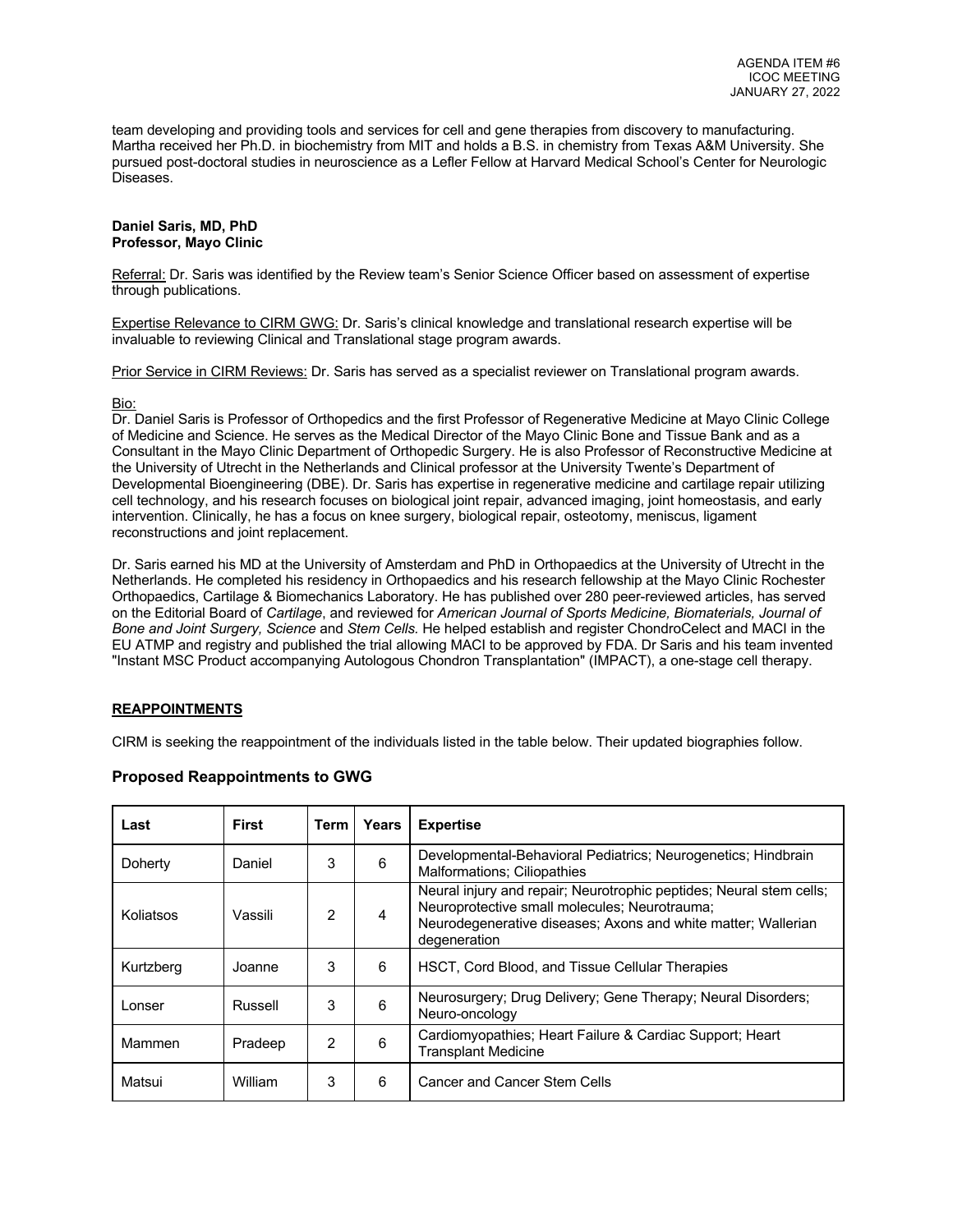team developing and providing tools and services for cell and gene therapies from discovery to manufacturing. Martha received her Ph.D. in biochemistry from MIT and holds a B.S. in chemistry from Texas A&M University. She pursued post-doctoral studies in neuroscience as a Lefler Fellow at Harvard Medical School's Center for Neurologic Diseases.

**Daniel Saris, MD, PhD**
**Professor, Mayo Clinic**

Referral: Dr. Saris was identified by the Review team's Senior Science Officer based on assessment of expertise through publications.

Expertise Relevance to CIRM GWG: Dr. Saris's clinical knowledge and translational research expertise will be invaluable to reviewing Clinical and Translational stage program awards.

Prior Service in CIRM Reviews: Dr. Saris has served as a specialist reviewer on Translational program awards.

Bio:
Dr. Daniel Saris is Professor of Orthopedics and the first Professor of Regenerative Medicine at Mayo Clinic College of Medicine and Science. He serves as the Medical Director of the Mayo Clinic Bone and Tissue Bank and as a Consultant in the Mayo Clinic Department of Orthopedic Surgery. He is also Professor of Reconstructive Medicine at the University of Utrecht in the Netherlands and Clinical professor at the University Twente's Department of Developmental Bioengineering (DBE). Dr. Saris has expertise in regenerative medicine and cartilage repair utilizing cell technology, and his research focuses on biological joint repair, advanced imaging, joint homeostasis, and early intervention. Clinically, he has a focus on knee surgery, biological repair, osteotomy, meniscus, ligament reconstructions and joint replacement.

Dr. Saris earned his MD at the University of Amsterdam and PhD in Orthopaedics at the University of Utrecht in the Netherlands. He completed his residency in Orthopaedics and his research fellowship at the Mayo Clinic Rochester Orthopaedics, Cartilage & Biomechanics Laboratory. He has published over 280 peer-reviewed articles, has served on the Editorial Board of *Cartilage*, and reviewed for *American Journal of Sports Medicine, Biomaterials, Journal of Bone and Joint Surgery, Science* and *Stem Cells.* He helped establish and register ChondroCelect and MACI in the EU ATMP and registry and published the trial allowing MACI to be approved by FDA. Dr Saris and his team invented "Instant MSC Product accompanying Autologous Chondron Transplantation" (IMPACT), a one-stage cell therapy.

**REAPPOINTMENTS**

CIRM is seeking the reappointment of the individuals listed in the table below. Their updated biographies follow.

### Proposed Reappointments to GWG

| Last | First | Term | Years | Expertise |
|---|---|---|---|---|
| Doherty | Daniel | 3 | 6 | Developmental-Behavioral Pediatrics; Neurogenetics; Hindbrain Malformations; Ciliopathies |
| Koliatsos | Vassili | 2 | 4 | Neural injury and repair; Neurotrophic peptides; Neural stem cells; Neuroprotective small molecules; Neurotrauma; Neurodegenerative diseases; Axons and white matter; Wallerian degeneration |
| Kurtzberg | Joanne | 3 | 6 | HSCT, Cord Blood, and Tissue Cellular Therapies |
| Lonser | Russell | 3 | 6 | Neurosurgery; Drug Delivery; Gene Therapy; Neural Disorders; Neuro-oncology |
| Mammen | Pradeep | 2 | 6 | Cardiomyopathies; Heart Failure & Cardiac Support; Heart Transplant Medicine |
| Matsui | William | 3 | 6 | Cancer and Cancer Stem Cells |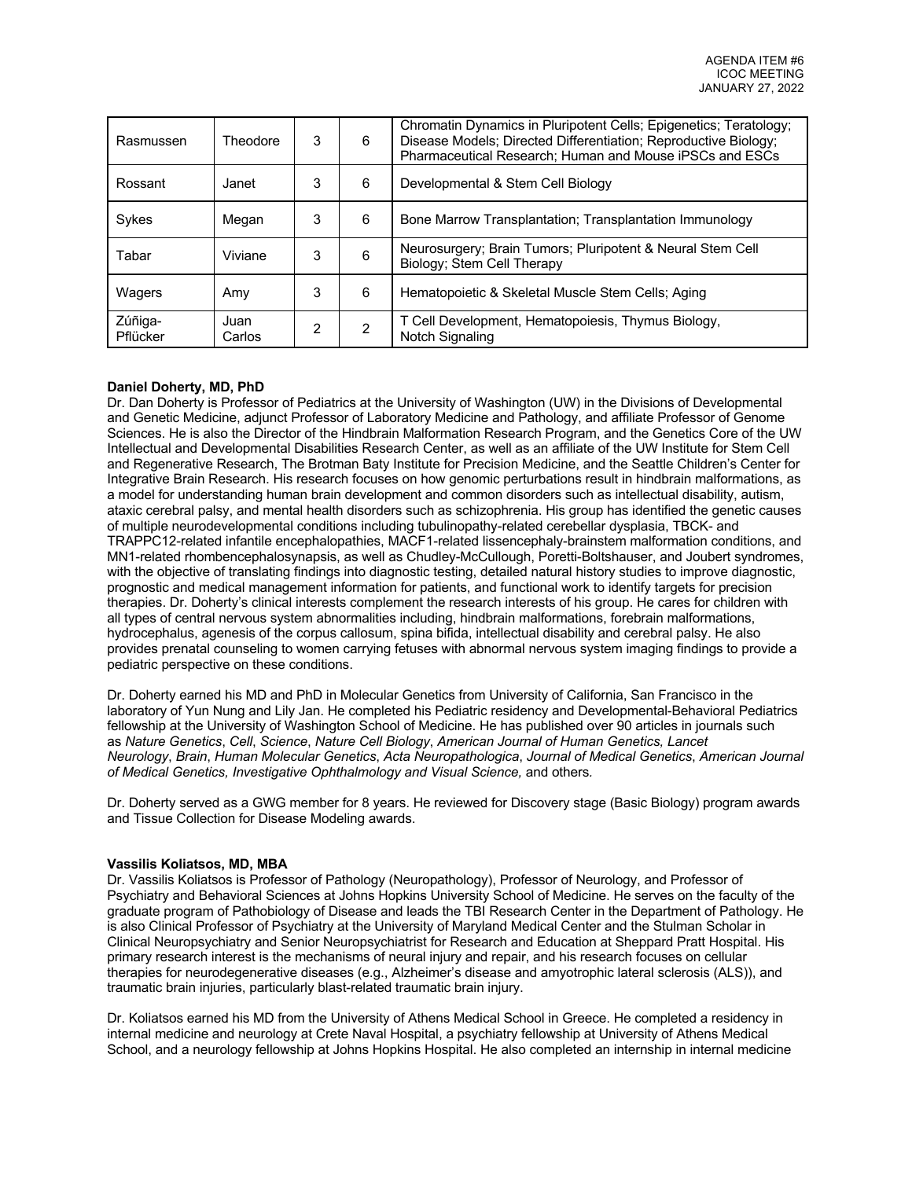| Rasmussen | Theodore | 3 | 6 | Chromatin Dynamics in Pluripotent Cells; Epigenetics; Teratology; Disease Models; Directed Differentiation; Reproductive Biology; Pharmaceutical Research; Human and Mouse iPSCs and ESCs |
|---|---|---|---|---|
| Rossant | Janet | 3 | 6 | Developmental & Stem Cell Biology |
| Sykes | Megan | 3 | 6 | Bone Marrow Transplantation; Transplantation Immunology |
| Tabar | Viviane | 3 | 6 | Neurosurgery; Brain Tumors; Pluripotent & Neural Stem Cell Biology; Stem Cell Therapy |
| Wagers | Amy | 3 | 6 | Hematopoietic & Skeletal Muscle Stem Cells; Aging |
| Zúñiga-Pflücker | Juan Carlos | 2 | 2 | T Cell Development, Hematopoiesis, Thymus Biology, Notch Signaling |

**Daniel Doherty, MD, PhD**

Dr. Dan Doherty is Professor of Pediatrics at the University of Washington (UW) in the Divisions of Developmental and Genetic Medicine, adjunct Professor of Laboratory Medicine and Pathology, and affiliate Professor of Genome Sciences. He is also the Director of the Hindbrain Malformation Research Program, and the Genetics Core of the UW Intellectual and Developmental Disabilities Research Center, as well as an affiliate of the UW Institute for Stem Cell and Regenerative Research, The Brotman Baty Institute for Precision Medicine, and the Seattle Children's Center for Integrative Brain Research. His research focuses on how genomic perturbations result in hindbrain malformations, as a model for understanding human brain development and common disorders such as intellectual disability, autism, ataxic cerebral palsy, and mental health disorders such as schizophrenia. His group has identified the genetic causes of multiple neurodevelopmental conditions including tubulinopathy-related cerebellar dysplasia, TBCK- and TRAPPC12-related infantile encephalopathies, MACF1-related lissencephaly-brainstem malformation conditions, and MN1-related rhombencephalosynapsis, as well as Chudley-McCullough, Poretti-Boltshauser, and Joubert syndromes, with the objective of translating findings into diagnostic testing, detailed natural history studies to improve diagnostic, prognostic and medical management information for patients, and functional work to identify targets for precision therapies. Dr. Doherty's clinical interests complement the research interests of his group. He cares for children with all types of central nervous system abnormalities including, hindbrain malformations, forebrain malformations, hydrocephalus, agenesis of the corpus callosum, spina bifida, intellectual disability and cerebral palsy. He also provides prenatal counseling to women carrying fetuses with abnormal nervous system imaging findings to provide a pediatric perspective on these conditions.

Dr. Doherty earned his MD and PhD in Molecular Genetics from University of California, San Francisco in the laboratory of Yun Nung and Lily Jan. He completed his Pediatric residency and Developmental-Behavioral Pediatrics fellowship at the University of Washington School of Medicine. He has published over 90 articles in journals such as *Nature Genetics*, *Cell*, *Science*, *Nature Cell Biology*, *American Journal of Human Genetics, Lancet Neurology*, *Brain*, *Human Molecular Genetics*, *Acta Neuropathologica*, *Journal of Medical Genetics*, *American Journal of Medical Genetics, Investigative Ophthalmology and Visual Science,* and others.

Dr. Doherty served as a GWG member for 8 years. He reviewed for Discovery stage (Basic Biology) program awards and Tissue Collection for Disease Modeling awards.

**Vassilis Koliatsos, MD, MBA**

Dr. Vassilis Koliatsos is Professor of Pathology (Neuropathology), Professor of Neurology, and Professor of Psychiatry and Behavioral Sciences at Johns Hopkins University School of Medicine. He serves on the faculty of the graduate program of Pathobiology of Disease and leads the TBI Research Center in the Department of Pathology. He is also Clinical Professor of Psychiatry at the University of Maryland Medical Center and the Stulman Scholar in Clinical Neuropsychiatry and Senior Neuropsychiatrist for Research and Education at Sheppard Pratt Hospital. His primary research interest is the mechanisms of neural injury and repair, and his research focuses on cellular therapies for neurodegenerative diseases (e.g., Alzheimer's disease and amyotrophic lateral sclerosis (ALS)), and traumatic brain injuries, particularly blast-related traumatic brain injury.

Dr. Koliatsos earned his MD from the University of Athens Medical School in Greece. He completed a residency in internal medicine and neurology at Crete Naval Hospital, a psychiatry fellowship at University of Athens Medical School, and a neurology fellowship at Johns Hopkins Hospital. He also completed an internship in internal medicine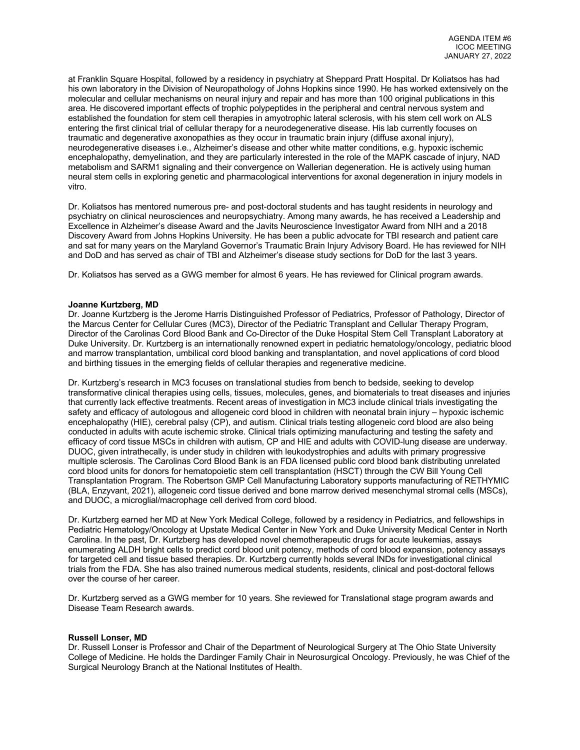at Franklin Square Hospital, followed by a residency in psychiatry at Sheppard Pratt Hospital. Dr Koliatsos has had his own laboratory in the Division of Neuropathology of Johns Hopkins since 1990. He has worked extensively on the molecular and cellular mechanisms on neural injury and repair and has more than 100 original publications in this area. He discovered important effects of trophic polypeptides in the peripheral and central nervous system and established the foundation for stem cell therapies in amyotrophic lateral sclerosis, with his stem cell work on ALS entering the first clinical trial of cellular therapy for a neurodegenerative disease. His lab currently focuses on traumatic and degenerative axonopathies as they occur in traumatic brain injury (diffuse axonal injury), neurodegenerative diseases i.e., Alzheimer's disease and other white matter conditions, e.g. hypoxic ischemic encephalopathy, demyelination, and they are particularly interested in the role of the MAPK cascade of injury, NAD metabolism and SARM1 signaling and their convergence on Wallerian degeneration. He is actively using human neural stem cells in exploring genetic and pharmacological interventions for axonal degeneration in injury models in vitro.

Dr. Koliatsos has mentored numerous pre- and post-doctoral students and has taught residents in neurology and psychiatry on clinical neurosciences and neuropsychiatry. Among many awards, he has received a Leadership and Excellence in Alzheimer's disease Award and the Javits Neuroscience Investigator Award from NIH and a 2018 Discovery Award from Johns Hopkins University. He has been a public advocate for TBI research and patient care and sat for many years on the Maryland Governor's Traumatic Brain Injury Advisory Board. He has reviewed for NIH and DoD and has served as chair of TBI and Alzheimer's disease study sections for DoD for the last 3 years.

Dr. Koliatsos has served as a GWG member for almost 6 years. He has reviewed for Clinical program awards.

**Joanne Kurtzberg, MD**

Dr. Joanne Kurtzberg is the Jerome Harris Distinguished Professor of Pediatrics, Professor of Pathology, Director of the Marcus Center for Cellular Cures (MC3), Director of the Pediatric Transplant and Cellular Therapy Program, Director of the Carolinas Cord Blood Bank and Co-Director of the Duke Hospital Stem Cell Transplant Laboratory at Duke University. Dr. Kurtzberg is an internationally renowned expert in pediatric hematology/oncology, pediatric blood and marrow transplantation, umbilical cord blood banking and transplantation, and novel applications of cord blood and birthing tissues in the emerging fields of cellular therapies and regenerative medicine.

Dr. Kurtzberg's research in MC3 focuses on translational studies from bench to bedside, seeking to develop transformative clinical therapies using cells, tissues, molecules, genes, and biomaterials to treat diseases and injuries that currently lack effective treatments. Recent areas of investigation in MC3 include clinical trials investigating the safety and efficacy of autologous and allogeneic cord blood in children with neonatal brain injury – hypoxic ischemic encephalopathy (HIE), cerebral palsy (CP), and autism. Clinical trials testing allogeneic cord blood are also being conducted in adults with acute ischemic stroke. Clinical trials optimizing manufacturing and testing the safety and efficacy of cord tissue MSCs in children with autism, CP and HIE and adults with COVID-lung disease are underway. DUOC, given intrathecally, is under study in children with leukodystrophies and adults with primary progressive multiple sclerosis. The Carolinas Cord Blood Bank is an FDA licensed public cord blood bank distributing unrelated cord blood units for donors for hematopoietic stem cell transplantation (HSCT) through the CW Bill Young Cell Transplantation Program. The Robertson GMP Cell Manufacturing Laboratory supports manufacturing of RETHYMIC (BLA, Enzyvant, 2021), allogeneic cord tissue derived and bone marrow derived mesenchymal stromal cells (MSCs), and DUOC, a microglial/macrophage cell derived from cord blood.

Dr. Kurtzberg earned her MD at New York Medical College, followed by a residency in Pediatrics, and fellowships in Pediatric Hematology/Oncology at Upstate Medical Center in New York and Duke University Medical Center in North Carolina. In the past, Dr. Kurtzberg has developed novel chemotherapeutic drugs for acute leukemias, assays enumerating ALDH bright cells to predict cord blood unit potency, methods of cord blood expansion, potency assays for targeted cell and tissue based therapies. Dr. Kurtzberg currently holds several INDs for investigational clinical trials from the FDA. She has also trained numerous medical students, residents, clinical and post-doctoral fellows over the course of her career.

Dr. Kurtzberg served as a GWG member for 10 years. She reviewed for Translational stage program awards and Disease Team Research awards.

**Russell Lonser, MD**

Dr. Russell Lonser is Professor and Chair of the Department of Neurological Surgery at The Ohio State University College of Medicine. He holds the Dardinger Family Chair in Neurosurgical Oncology. Previously, he was Chief of the Surgical Neurology Branch at the National Institutes of Health.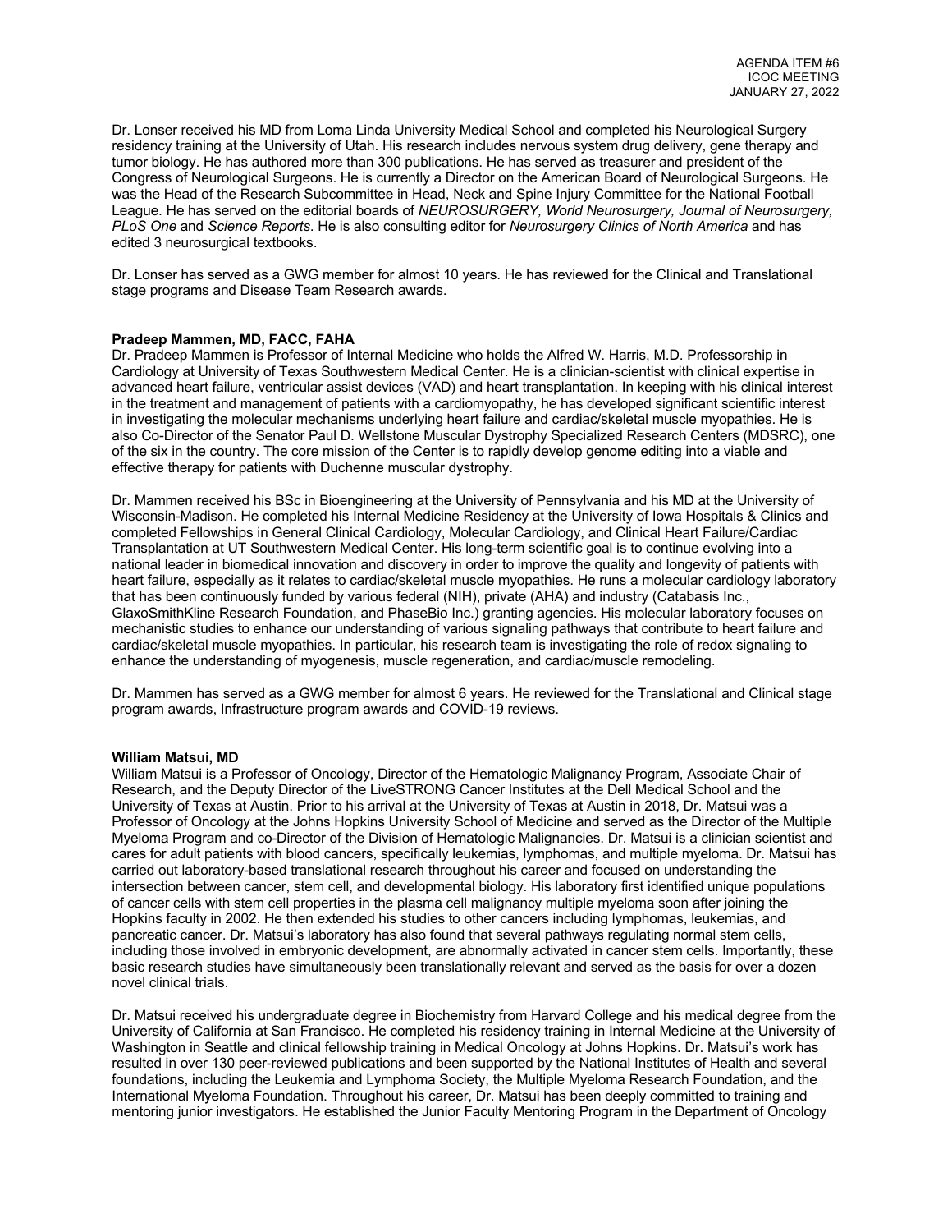Dr. Lonser received his MD from Loma Linda University Medical School and completed his Neurological Surgery residency training at the University of Utah. His research includes nervous system drug delivery, gene therapy and tumor biology. He has authored more than 300 publications. He has served as treasurer and president of the Congress of Neurological Surgeons. He is currently a Director on the American Board of Neurological Surgeons. He was the Head of the Research Subcommittee in Head, Neck and Spine Injury Committee for the National Football League. He has served on the editorial boards of *NEUROSURGERY, World Neurosurgery, Journal of Neurosurgery, PLoS One* and *Science Reports*. He is also consulting editor for *Neurosurgery Clinics of North America* and has edited 3 neurosurgical textbooks.

Dr. Lonser has served as a GWG member for almost 10 years. He has reviewed for the Clinical and Translational stage programs and Disease Team Research awards.

**Pradeep Mammen, MD, FACC, FAHA**

Dr. Pradeep Mammen is Professor of Internal Medicine who holds the Alfred W. Harris, M.D. Professorship in Cardiology at University of Texas Southwestern Medical Center. He is a clinician-scientist with clinical expertise in advanced heart failure, ventricular assist devices (VAD) and heart transplantation. In keeping with his clinical interest in the treatment and management of patients with a cardiomyopathy, he has developed significant scientific interest in investigating the molecular mechanisms underlying heart failure and cardiac/skeletal muscle myopathies. He is also Co-Director of the Senator Paul D. Wellstone Muscular Dystrophy Specialized Research Centers (MDSRC), one of the six in the country. The core mission of the Center is to rapidly develop genome editing into a viable and effective therapy for patients with Duchenne muscular dystrophy.

Dr. Mammen received his BSc in Bioengineering at the University of Pennsylvania and his MD at the University of Wisconsin-Madison. He completed his Internal Medicine Residency at the University of Iowa Hospitals & Clinics and completed Fellowships in General Clinical Cardiology, Molecular Cardiology, and Clinical Heart Failure/Cardiac Transplantation at UT Southwestern Medical Center. His long-term scientific goal is to continue evolving into a national leader in biomedical innovation and discovery in order to improve the quality and longevity of patients with heart failure, especially as it relates to cardiac/skeletal muscle myopathies. He runs a molecular cardiology laboratory that has been continuously funded by various federal (NIH), private (AHA) and industry (Catabasis Inc., GlaxoSmithKline Research Foundation, and PhaseBio Inc.) granting agencies. His molecular laboratory focuses on mechanistic studies to enhance our understanding of various signaling pathways that contribute to heart failure and cardiac/skeletal muscle myopathies. In particular, his research team is investigating the role of redox signaling to enhance the understanding of myogenesis, muscle regeneration, and cardiac/muscle remodeling.

Dr. Mammen has served as a GWG member for almost 6 years. He reviewed for the Translational and Clinical stage program awards, Infrastructure program awards and COVID-19 reviews.

**William Matsui, MD**

William Matsui is a Professor of Oncology, Director of the Hematologic Malignancy Program, Associate Chair of Research, and the Deputy Director of the LiveSTRONG Cancer Institutes at the Dell Medical School and the University of Texas at Austin. Prior to his arrival at the University of Texas at Austin in 2018, Dr. Matsui was a Professor of Oncology at the Johns Hopkins University School of Medicine and served as the Director of the Multiple Myeloma Program and co-Director of the Division of Hematologic Malignancies. Dr. Matsui is a clinician scientist and cares for adult patients with blood cancers, specifically leukemias, lymphomas, and multiple myeloma. Dr. Matsui has carried out laboratory-based translational research throughout his career and focused on understanding the intersection between cancer, stem cell, and developmental biology. His laboratory first identified unique populations of cancer cells with stem cell properties in the plasma cell malignancy multiple myeloma soon after joining the Hopkins faculty in 2002. He then extended his studies to other cancers including lymphomas, leukemias, and pancreatic cancer. Dr. Matsui's laboratory has also found that several pathways regulating normal stem cells, including those involved in embryonic development, are abnormally activated in cancer stem cells. Importantly, these basic research studies have simultaneously been translationally relevant and served as the basis for over a dozen novel clinical trials.

Dr. Matsui received his undergraduate degree in Biochemistry from Harvard College and his medical degree from the University of California at San Francisco. He completed his residency training in Internal Medicine at the University of Washington in Seattle and clinical fellowship training in Medical Oncology at Johns Hopkins. Dr. Matsui's work has resulted in over 130 peer-reviewed publications and been supported by the National Institutes of Health and several foundations, including the Leukemia and Lymphoma Society, the Multiple Myeloma Research Foundation, and the International Myeloma Foundation. Throughout his career, Dr. Matsui has been deeply committed to training and mentoring junior investigators. He established the Junior Faculty Mentoring Program in the Department of Oncology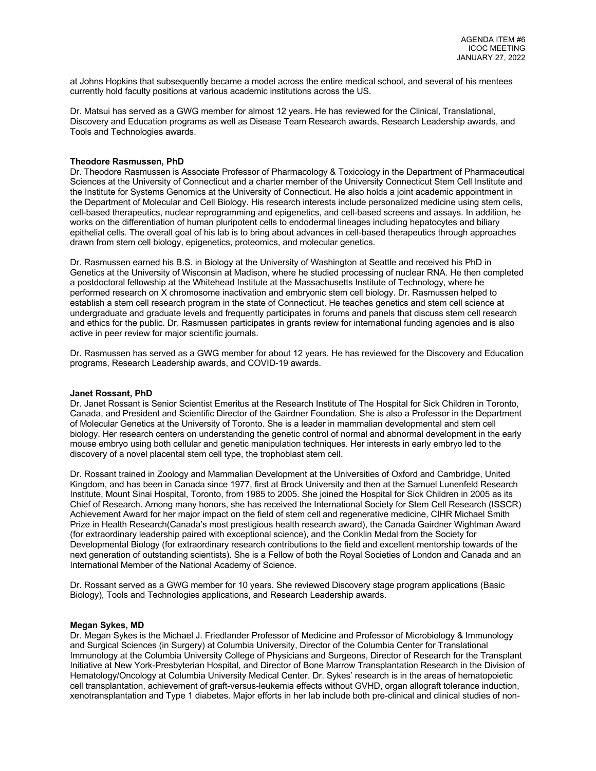at Johns Hopkins that subsequently became a model across the entire medical school, and several of his mentees currently hold faculty positions at various academic institutions across the US.

Dr. Matsui has served as a GWG member for almost 12 years. He has reviewed for the Clinical, Translational, Discovery and Education programs as well as Disease Team Research awards, Research Leadership awards, and Tools and Technologies awards.

**Theodore Rasmussen, PhD**
Dr. Theodore Rasmussen is Associate Professor of Pharmacology & Toxicology in the Department of Pharmaceutical Sciences at the University of Connecticut and a charter member of the University Connecticut Stem Cell Institute and the Institute for Systems Genomics at the University of Connecticut. He also holds a joint academic appointment in the Department of Molecular and Cell Biology. His research interests include personalized medicine using stem cells, cell-based therapeutics, nuclear reprogramming and epigenetics, and cell-based screens and assays. In addition, he works on the differentiation of human pluripotent cells to endodermal lineages including hepatocytes and biliary epithelial cells. The overall goal of his lab is to bring about advances in cell-based therapeutics through approaches drawn from stem cell biology, epigenetics, proteomics, and molecular genetics.

Dr. Rasmussen earned his B.S. in Biology at the University of Washington at Seattle and received his PhD in Genetics at the University of Wisconsin at Madison, where he studied processing of nuclear RNA. He then completed a postdoctoral fellowship at the Whitehead Institute at the Massachusetts Institute of Technology, where he performed research on X chromosome inactivation and embryonic stem cell biology. Dr. Rasmussen helped to establish a stem cell research program in the state of Connecticut. He teaches genetics and stem cell science at undergraduate and graduate levels and frequently participates in forums and panels that discuss stem cell research and ethics for the public. Dr. Rasmussen participates in grants review for international funding agencies and is also active in peer review for major scientific journals.

Dr. Rasmussen has served as a GWG member for about 12 years. He has reviewed for the Discovery and Education programs, Research Leadership awards, and COVID-19 awards.

**Janet Rossant, PhD**
Dr. Janet Rossant is Senior Scientist Emeritus at the Research Institute of The Hospital for Sick Children in Toronto, Canada, and President and Scientific Director of the Gairdner Foundation. She is also a Professor in the Department of Molecular Genetics at the University of Toronto. She is a leader in mammalian developmental and stem cell biology. Her research centers on understanding the genetic control of normal and abnormal development in the early mouse embryo using both cellular and genetic manipulation techniques. Her interests in early embryo led to the discovery of a novel placental stem cell type, the trophoblast stem cell.

Dr. Rossant trained in Zoology and Mammalian Development at the Universities of Oxford and Cambridge, United Kingdom, and has been in Canada since 1977, first at Brock University and then at the Samuel Lunenfeld Research Institute, Mount Sinai Hospital, Toronto, from 1985 to 2005. She joined the Hospital for Sick Children in 2005 as its Chief of Research. Among many honors, she has received the International Society for Stem Cell Research (ISSCR) Achievement Award for her major impact on the field of stem cell and regenerative medicine, CIHR Michael Smith Prize in Health Research(Canada's most prestigious health research award), the Canada Gairdner Wightman Award (for extraordinary leadership paired with exceptional science), and the Conklin Medal from the Society for Developmental Biology (for extraordinary research contributions to the field and excellent mentorship towards of the next generation of outstanding scientists). She is a Fellow of both the Royal Societies of London and Canada and an International Member of the National Academy of Science.

Dr. Rossant served as a GWG member for 10 years. She reviewed Discovery stage program applications (Basic Biology), Tools and Technologies applications, and Research Leadership awards.

**Megan Sykes, MD**
Dr. Megan Sykes is the Michael J. Friedlander Professor of Medicine and Professor of Microbiology & Immunology and Surgical Sciences (in Surgery) at Columbia University, Director of the Columbia Center for Translational Immunology at the Columbia University College of Physicians and Surgeons, Director of Research for the Transplant Initiative at New York-Presbyterian Hospital, and Director of Bone Marrow Transplantation Research in the Division of Hematology/Oncology at Columbia University Medical Center. Dr. Sykes' research is in the areas of hematopoietic cell transplantation, achievement of graft-versus-leukemia effects without GVHD, organ allograft tolerance induction, xenotransplantation and Type 1 diabetes. Major efforts in her lab include both pre-clinical and clinical studies of non-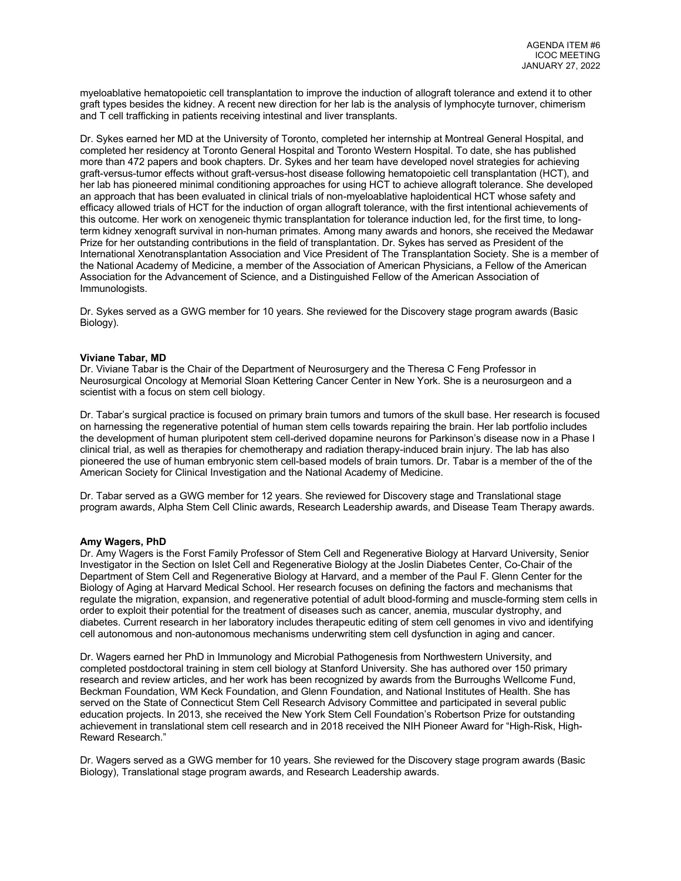myeloablative hematopoietic cell transplantation to improve the induction of allograft tolerance and extend it to other graft types besides the kidney. A recent new direction for her lab is the analysis of lymphocyte turnover, chimerism and T cell trafficking in patients receiving intestinal and liver transplants.

Dr. Sykes earned her MD at the University of Toronto, completed her internship at Montreal General Hospital, and completed her residency at Toronto General Hospital and Toronto Western Hospital. To date, she has published more than 472 papers and book chapters. Dr. Sykes and her team have developed novel strategies for achieving graft-versus-tumor effects without graft-versus-host disease following hematopoietic cell transplantation (HCT), and her lab has pioneered minimal conditioning approaches for using HCT to achieve allograft tolerance. She developed an approach that has been evaluated in clinical trials of non-myeloablative haploidentical HCT whose safety and efficacy allowed trials of HCT for the induction of organ allograft tolerance, with the first intentional achievements of this outcome. Her work on xenogeneic thymic transplantation for tolerance induction led, for the first time, to long-term kidney xenograft survival in non-human primates. Among many awards and honors, she received the Medawar Prize for her outstanding contributions in the field of transplantation. Dr. Sykes has served as President of the International Xenotransplantation Association and Vice President of The Transplantation Society. She is a member of the National Academy of Medicine, a member of the Association of American Physicians, a Fellow of the American Association for the Advancement of Science, and a Distinguished Fellow of the American Association of Immunologists.

Dr. Sykes served as a GWG member for 10 years. She reviewed for the Discovery stage program awards (Basic Biology).

**Viviane Tabar, MD**
Dr. Viviane Tabar is the Chair of the Department of Neurosurgery and the Theresa C Feng Professor in Neurosurgical Oncology at Memorial Sloan Kettering Cancer Center in New York. She is a neurosurgeon and a scientist with a focus on stem cell biology.

Dr. Tabar's surgical practice is focused on primary brain tumors and tumors of the skull base. Her research is focused on harnessing the regenerative potential of human stem cells towards repairing the brain. Her lab portfolio includes the development of human pluripotent stem cell-derived dopamine neurons for Parkinson's disease now in a Phase I clinical trial, as well as therapies for chemotherapy and radiation therapy-induced brain injury. The lab has also pioneered the use of human embryonic stem cell-based models of brain tumors. Dr. Tabar is a member of the of the American Society for Clinical Investigation and the National Academy of Medicine.

Dr. Tabar served as a GWG member for 12 years. She reviewed for Discovery stage and Translational stage program awards, Alpha Stem Cell Clinic awards, Research Leadership awards, and Disease Team Therapy awards.

**Amy Wagers, PhD**
Dr. Amy Wagers is the Forst Family Professor of Stem Cell and Regenerative Biology at Harvard University, Senior Investigator in the Section on Islet Cell and Regenerative Biology at the Joslin Diabetes Center, Co-Chair of the Department of Stem Cell and Regenerative Biology at Harvard, and a member of the Paul F. Glenn Center for the Biology of Aging at Harvard Medical School. Her research focuses on defining the factors and mechanisms that regulate the migration, expansion, and regenerative potential of adult blood-forming and muscle-forming stem cells in order to exploit their potential for the treatment of diseases such as cancer, anemia, muscular dystrophy, and diabetes. Current research in her laboratory includes therapeutic editing of stem cell genomes in vivo and identifying cell autonomous and non-autonomous mechanisms underwriting stem cell dysfunction in aging and cancer.

Dr. Wagers earned her PhD in Immunology and Microbial Pathogenesis from Northwestern University, and completed postdoctoral training in stem cell biology at Stanford University. She has authored over 150 primary research and review articles, and her work has been recognized by awards from the Burroughs Wellcome Fund, Beckman Foundation, WM Keck Foundation, and Glenn Foundation, and National Institutes of Health. She has served on the State of Connecticut Stem Cell Research Advisory Committee and participated in several public education projects. In 2013, she received the New York Stem Cell Foundation's Robertson Prize for outstanding achievement in translational stem cell research and in 2018 received the NIH Pioneer Award for "High-Risk, High-Reward Research."

Dr. Wagers served as a GWG member for 10 years. She reviewed for the Discovery stage program awards (Basic Biology), Translational stage program awards, and Research Leadership awards.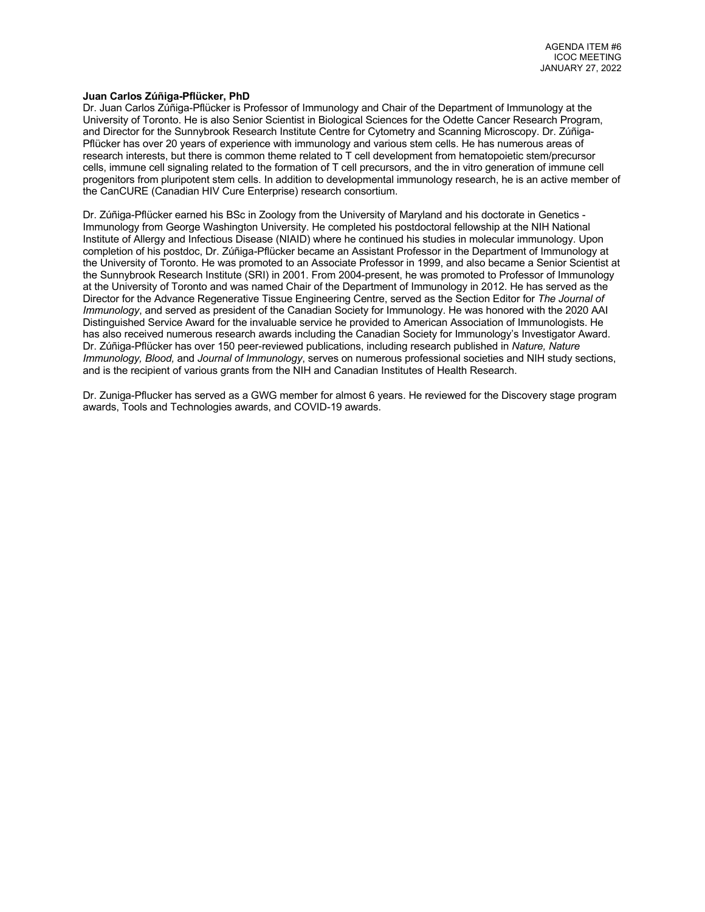**Juan Carlos Zúñiga-Pflücker, PhD**

Dr. Juan Carlos Zúñiga-Pflücker is Professor of Immunology and Chair of the Department of Immunology at the University of Toronto. He is also Senior Scientist in Biological Sciences for the Odette Cancer Research Program, and Director for the Sunnybrook Research Institute Centre for Cytometry and Scanning Microscopy. Dr. Zúñiga-Pflücker has over 20 years of experience with immunology and various stem cells. He has numerous areas of research interests, but there is common theme related to T cell development from hematopoietic stem/precursor cells, immune cell signaling related to the formation of T cell precursors, and the in vitro generation of immune cell progenitors from pluripotent stem cells. In addition to developmental immunology research, he is an active member of the CanCURE (Canadian HIV Cure Enterprise) research consortium.

Dr. Zúñiga-Pflücker earned his BSc in Zoology from the University of Maryland and his doctorate in Genetics - Immunology from George Washington University. He completed his postdoctoral fellowship at the NIH National Institute of Allergy and Infectious Disease (NIAID) where he continued his studies in molecular immunology. Upon completion of his postdoc, Dr. Zúñiga-Pflücker became an Assistant Professor in the Department of Immunology at the University of Toronto. He was promoted to an Associate Professor in 1999, and also became a Senior Scientist at the Sunnybrook Research Institute (SRI) in 2001. From 2004-present, he was promoted to Professor of Immunology at the University of Toronto and was named Chair of the Department of Immunology in 2012. He has served as the Director for the Advance Regenerative Tissue Engineering Centre, served as the Section Editor for *The Journal of Immunology*, and served as president of the Canadian Society for Immunology. He was honored with the 2020 AAI Distinguished Service Award for the invaluable service he provided to American Association of Immunologists. He has also received numerous research awards including the Canadian Society for Immunology's Investigator Award. Dr. Zúñiga-Pflücker has over 150 peer-reviewed publications, including research published in *Nature, Nature Immunology, Blood,* and *Journal of Immunology*, serves on numerous professional societies and NIH study sections, and is the recipient of various grants from the NIH and Canadian Institutes of Health Research.

Dr. Zuniga-Pflucker has served as a GWG member for almost 6 years. He reviewed for the Discovery stage program awards, Tools and Technologies awards, and COVID-19 awards.